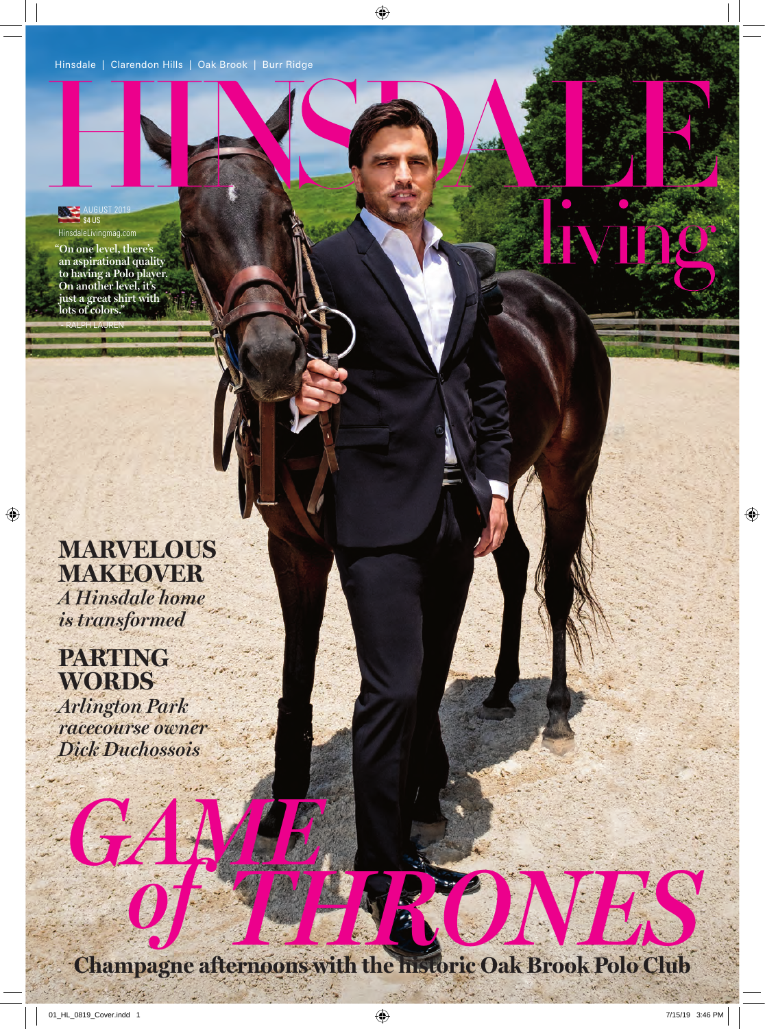Hinsdale | Clarendon Hills | Oak Brook | Burr Ridge

# HINSDALE living

AUGUST 2019
$4 US
HinsdaleLivingmag.com

"On one level, there's an aspirational quality to having a Polo player. On another level, it's just a great shirt with lots of colors."
– RALPH LAUREN

## MARVELOUS MAKEOVER
*A Hinsdale home is transformed*

## PARTING WORDS
*Arlington Park racecourse owner Dick Duchossois*

# *GAME of THRONES*

**Champagne afternoons with the historic Oak Brook Polo Club**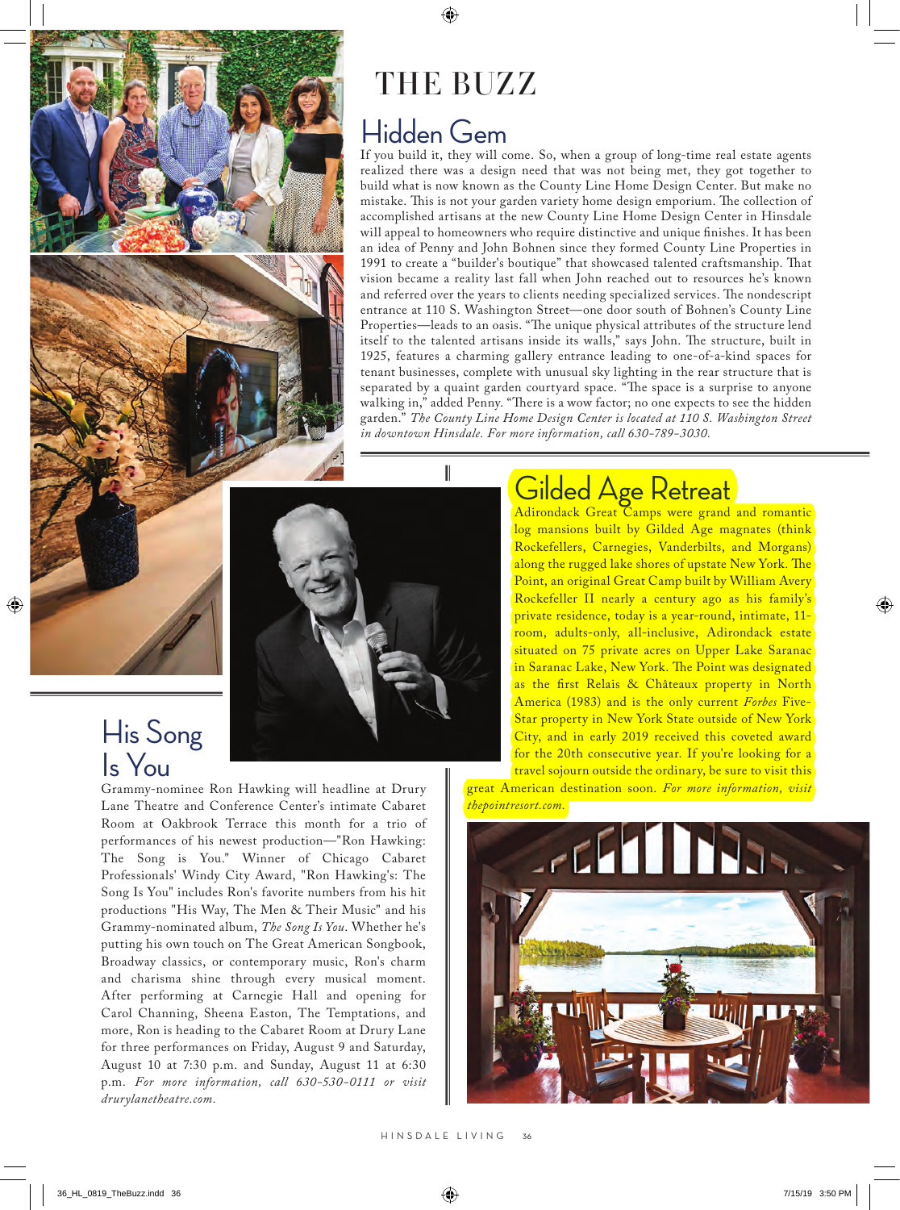# THE BUZZ

## Hidden Gem

If you build it, they will come. So, when a group of long-time real estate agents realized there was a design need that was not being met, they got together to build what is now known as the County Line Home Design Center. But make no mistake. This is not your garden variety home design emporium. The collection of accomplished artisans at the new County Line Home Design Center in Hinsdale will appeal to homeowners who require distinctive and unique finishes. It has been an idea of Penny and John Bohnen since they formed County Line Properties in 1991 to create a "builder's boutique" that showcased talented craftsmanship. That vision became a reality last fall when John reached out to resources he's known and referred over the years to clients needing specialized services. The nondescript entrance at 110 S. Washington Street—one door south of Bohnen's County Line Properties—leads to an oasis. "The unique physical attributes of the structure lend itself to the talented artisans inside its walls," says John. The structure, built in 1925, features a charming gallery entrance leading to one-of-a-kind spaces for tenant businesses, complete with unusual sky lighting in the rear structure that is separated by a quaint garden courtyard space. "The space is a surprise to anyone walking in," added Penny. "There is a wow factor; no one expects to see the hidden garden." *The County Line Home Design Center is located at 110 S. Washington Street in downtown Hinsdale. For more information, call 630-789-3030.*

## His Song Is You

Grammy-nominee Ron Hawking will headline at Drury Lane Theatre and Conference Center's intimate Cabaret Room at Oakbrook Terrace this month for a trio of performances of his newest production—"Ron Hawking: The Song is You." Winner of Chicago Cabaret Professionals' Windy City Award, "Ron Hawking's: The Song Is You" includes Ron's favorite numbers from his hit productions "His Way, The Men & Their Music" and his Grammy-nominated album, *The Song Is You*. Whether he's putting his own touch on The Great American Songbook, Broadway classics, or contemporary music, Ron's charm and charisma shine through every musical moment. After performing at Carnegie Hall and opening for Carol Channing, Sheena Easton, The Temptations, and more, Ron is heading to the Cabaret Room at Drury Lane for three performances on Friday, August 9 and Saturday, August 10 at 7:30 p.m. and Sunday, August 11 at 6:30 p.m. *For more information, call 630-530-0111 or visit drurylanetheatre.com.*

## Gilded Age Retreat

Adirondack Great Camps were grand and romantic log mansions built by Gilded Age magnates (think Rockefellers, Carnegies, Vanderbilts, and Morgans) along the rugged lake shores of upstate New York. The Point, an original Great Camp built by William Avery Rockefeller II nearly a century ago as his family's private residence, today is a year-round, intimate, 11-room, adults-only, all-inclusive, Adirondack estate situated on 75 private acres on Upper Lake Saranac in Saranac Lake, New York. The Point was designated as the first Relais & Châteaux property in North America (1983) and is the only current *Forbes* Five-Star property in New York State outside of New York City, and in early 2019 received this coveted award for the 20th consecutive year. If you're looking for a travel sojourn outside the ordinary, be sure to visit this great American destination soon. *For more information, visit thepointresort.com.*